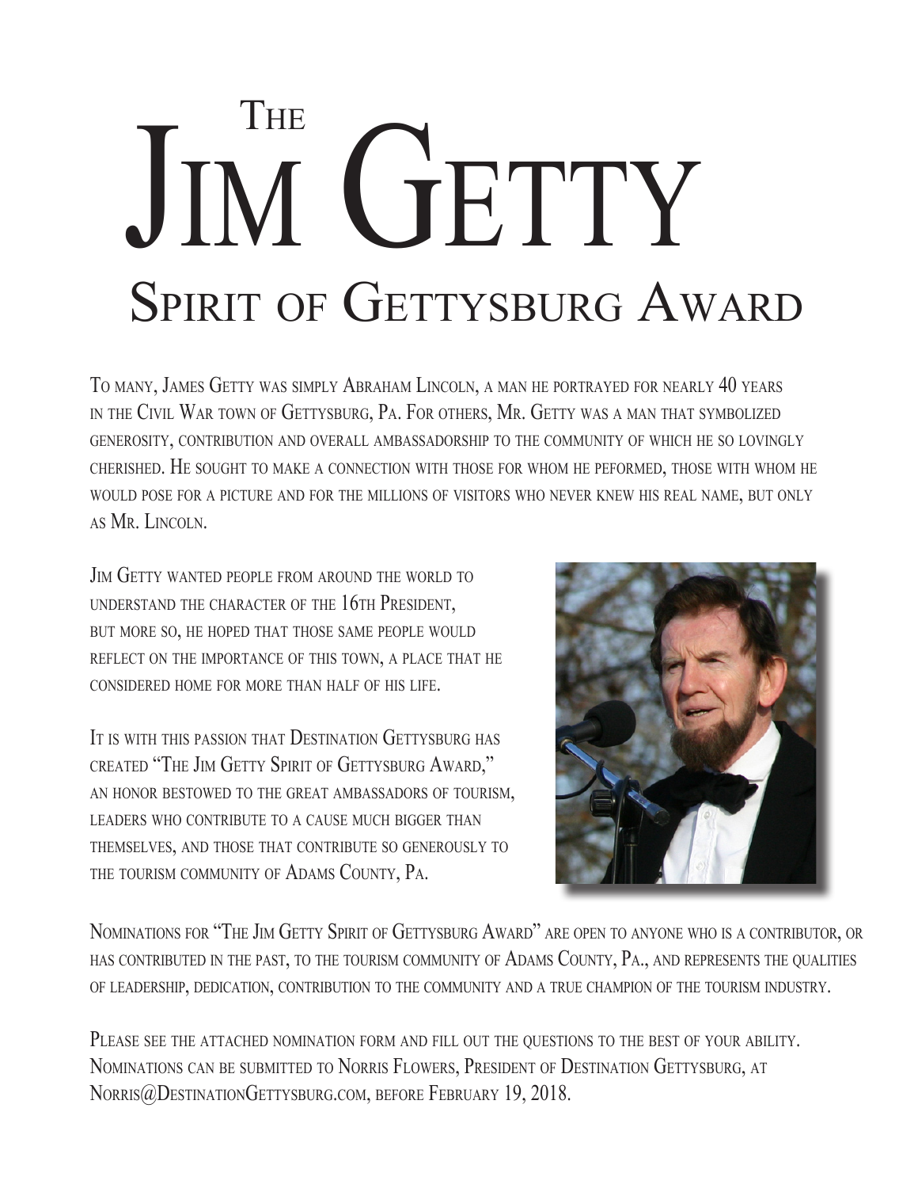# The Jim Getty Spirit of Gettysburg Award

To many, James Getty was simply Abraham Lincoln, a man he portrayed for nearly 40 years in the Civil War town of Gettysburg, Pa. For others, Mr. Getty was a man that symbolized generosity, contribution and overall ambassadorship to the community of which he so lovingly cherished. He sought to make a connection with those for whom he peformed, those with whom he would pose for a picture and for the millions of visitors who never knew his real name, but only as Mr. Lincoln.

Jim Getty wanted people from around the world to understand the character of the 16th President, but more so, he hoped that those same people would reflect on the importance of this town, a place that he considered home for more than half of his life.

It is with this passion that Destination Gettysburg has created "The Jim Getty Spirit of Gettysburg Award," an honor bestowed to the great ambassadors of tourism, leaders who contribute to a cause much bigger than themselves, and those that contribute so generously to the tourism community of Adams County, Pa.

Nominations for "The Jim Getty Spirit of Gettysburg Award" are open to anyone who is a contributor, or has contributed in the past, to the tourism community of Adams County, Pa., and represents the qualities of leadership, dedication, contribution to the community and a true champion of the tourism industry.

Please see the attached nomination form and fill out the questions to the best of your ability. Nominations can be submitted to Norris Flowers, President of Destination Gettysburg, at Norris@DestinationGettysburg.com, before February 19, 2018.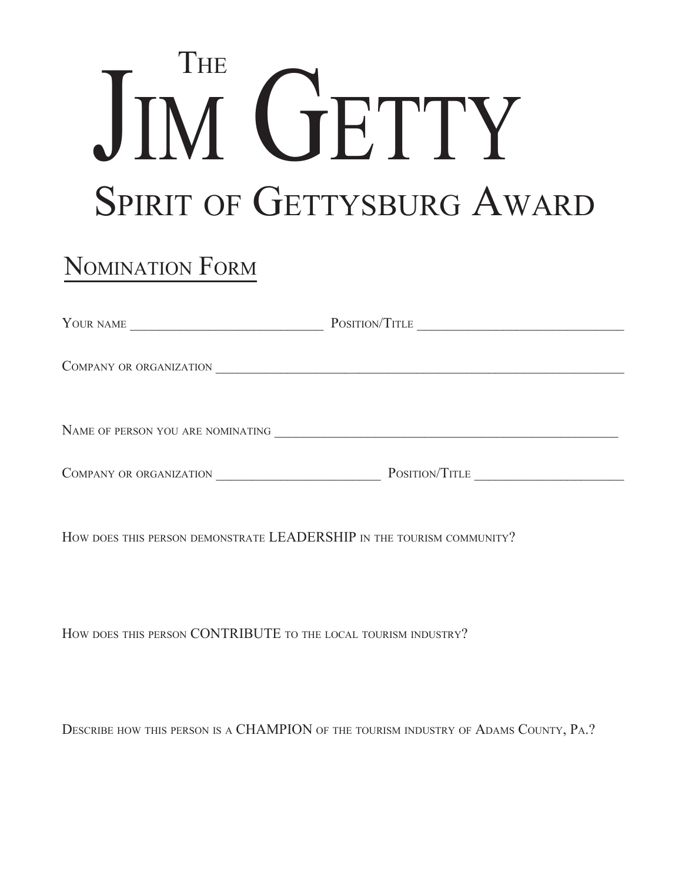# The Jim Getty Spirit of Gettysburg Award

## Nomination Form

Your name ____________________________ Position/Title ______________________________

Company or organization ______________________________________________________________

Name of person you are nominating ___________________________________________________

Company or organization _______________________ Position/Title _____________________

How does this person demonstrate LEADERSHIP in the tourism community?

How does this person CONTRIBUTE to the local tourism industry?

Describe how this person is a CHAMPION of the tourism industry of Adams County, Pa.?